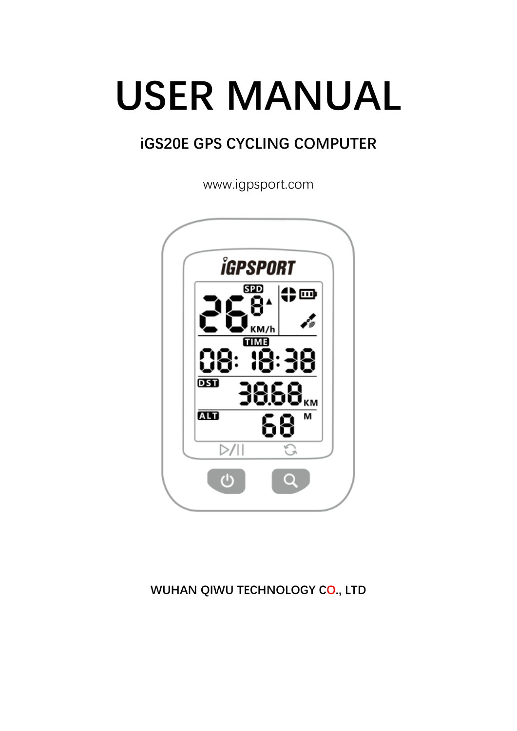# USER MANUAL

## iGS20E GPS CYCLING COMPUTER

www.igpsport.com

**WUHAN QIWU TECHNOLOGY CO., LTD**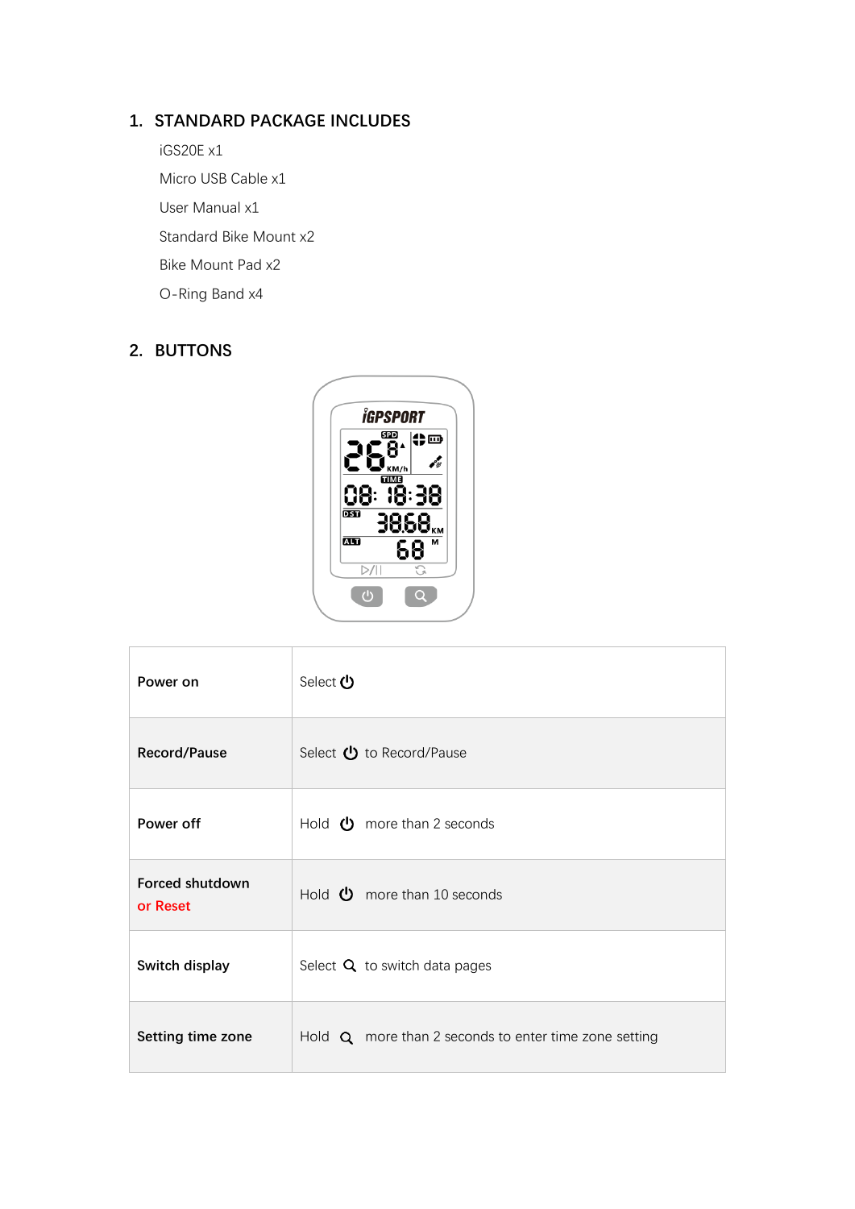## 1. STANDARD PACKAGE INCLUDES

iGS20E x1

Micro USB Cable x1

User Manual x1

Standard Bike Mount x2

Bike Mount Pad x2

O-Ring Band x4

## 2. BUTTONS

| | |
|---|---|
| **Power on** | Select ⏻ |
| **Record/Pause** | Select ⏻ to Record/Pause |
| **Power off** | Hold ⏻ more than 2 seconds |
| **Forced shutdown or Reset** | Hold ⏻ more than 10 seconds |
| **Switch display** | Select 🔍 to switch data pages |
| **Setting time zone** | Hold 🔍 more than 2 seconds to enter time zone setting |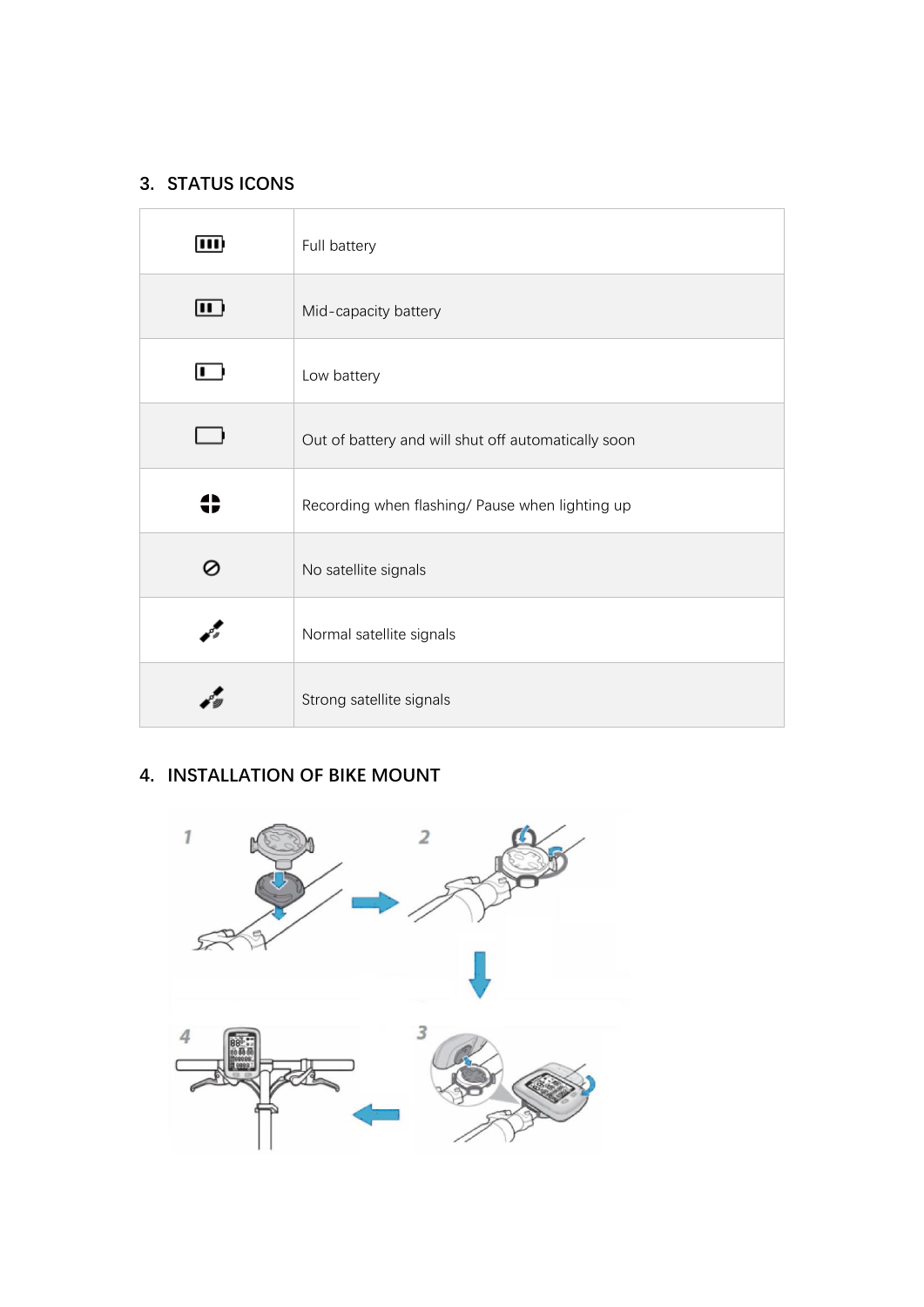## 3. STATUS ICONS

| Icon | Description |
|---|---|
| | Full battery |
| | Mid-capacity battery |
| | Low battery |
| | Out of battery and will shut off automatically soon |
| | Recording when flashing/ Pause when lighting up |
| | No satellite signals |
| | Normal satellite signals |
| | Strong satellite signals |

## 4. INSTALLATION OF BIKE MOUNT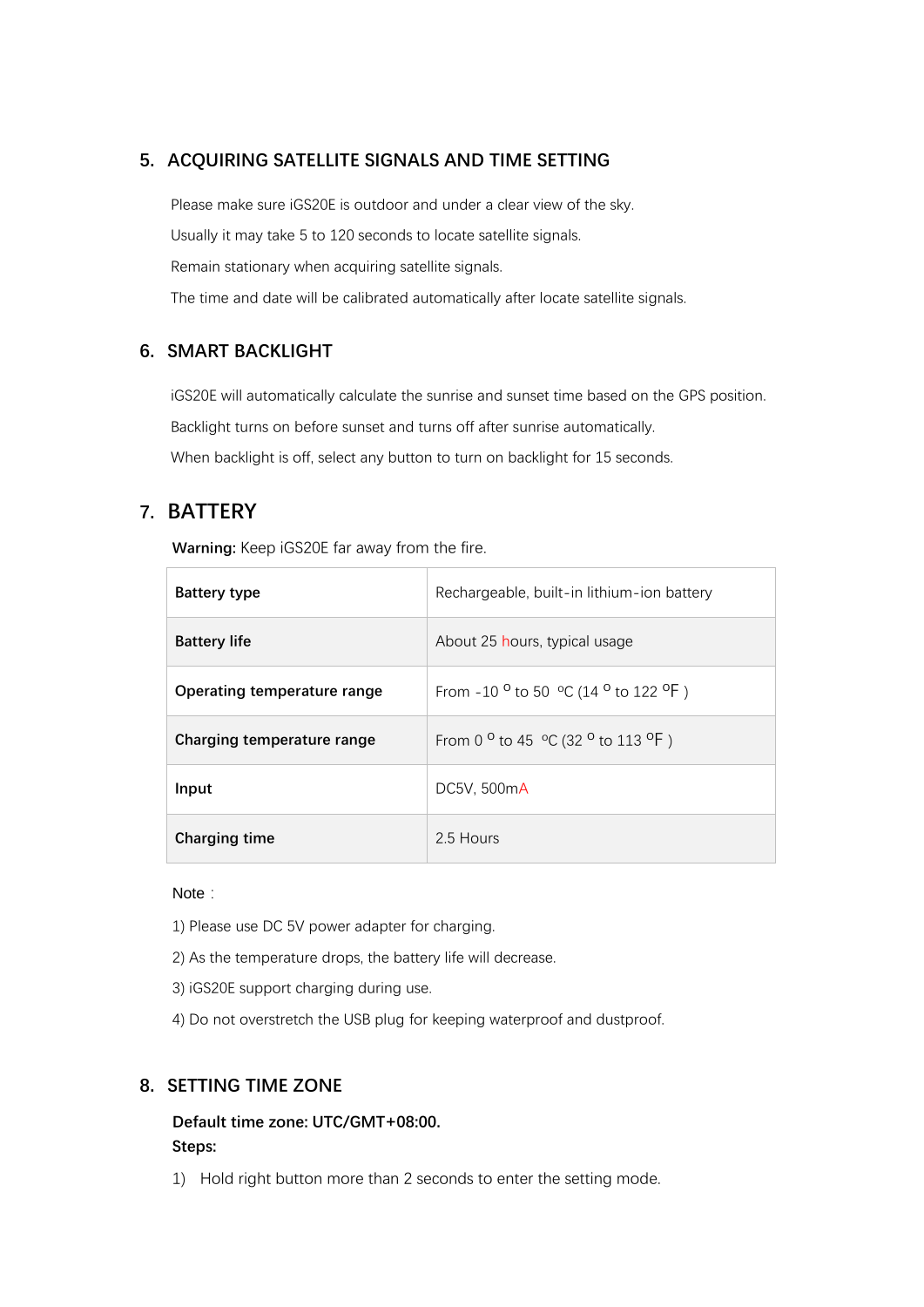## 5. ACQUIRING SATELLITE SIGNALS AND TIME SETTING

Please make sure iGS20E is outdoor and under a clear view of the sky.

Usually it may take 5 to 120 seconds to locate satellite signals.

Remain stationary when acquiring satellite signals.

The time and date will be calibrated automatically after locate satellite signals.

## 6. SMART BACKLIGHT

iGS20E will automatically calculate the sunrise and sunset time based on the GPS position.

Backlight turns on before sunset and turns off after sunrise automatically.

When backlight is off, select any button to turn on backlight for 15 seconds.

## 7. BATTERY

**Warning:** Keep iGS20E far away from the fire.

| | |
|---|---|
| **Battery type** | Rechargeable, built-in lithium-ion battery |
| **Battery life** | About 25 hours, typical usage |
| **Operating temperature range** | From -10 $^{o}$ to 50 $^{o}$C (14 $^{o}$ to 122 $^{o}$F ) |
| **Charging temperature range** | From 0 $^{o}$ to 45 $^{o}$C (32 $^{o}$ to 113 $^{o}$F ) |
| **Input** | DC5V, 500mA |
| **Charging time** | 2.5 Hours |

Note：

1) Please use DC 5V power adapter for charging.

2) As the temperature drops, the battery life will decrease.

3) iGS20E support charging during use.

4) Do not overstretch the USB plug for keeping waterproof and dustproof.

## 8. SETTING TIME ZONE

**Default time zone: UTC/GMT+08:00.**
**Steps:**

1) Hold right button more than 2 seconds to enter the setting mode.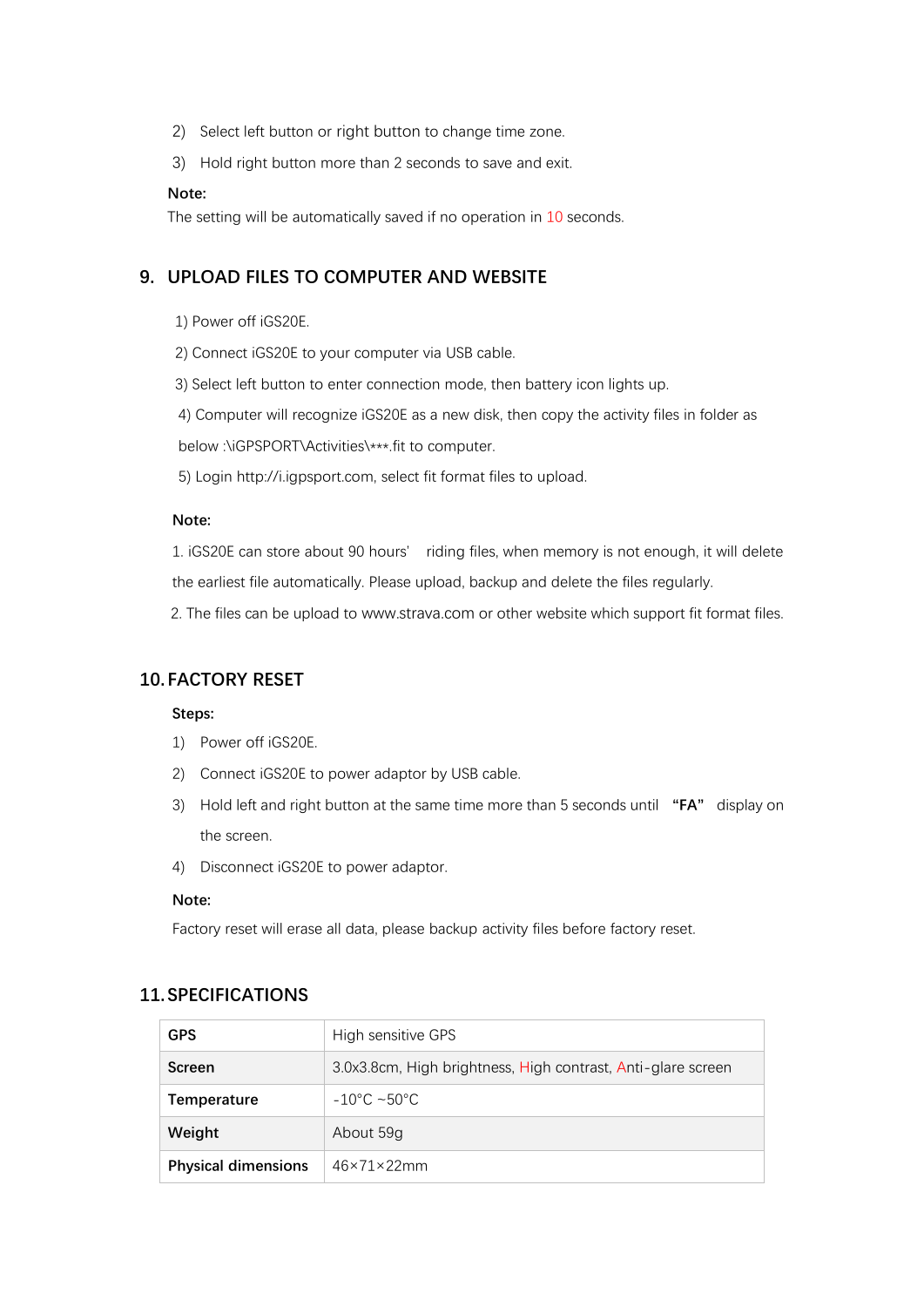2) Select left button or right button to change time zone.

3) Hold right button more than 2 seconds to save and exit.

**Note:**

The setting will be automatically saved if no operation in 10 seconds.

## 9. UPLOAD FILES TO COMPUTER AND WEBSITE

1) Power off iGS20E.

2) Connect iGS20E to your computer via USB cable.

3) Select left button to enter connection mode, then battery icon lights up.

4) Computer will recognize iGS20E as a new disk, then copy the activity files in folder as below :\iGPSPORT\Activities\***.fit to computer.

5) Login http://i.igpsport.com, select fit format files to upload.

**Note:**

1. iGS20E can store about 90 hours' riding files, when memory is not enough, it will delete the earliest file automatically. Please upload, backup and delete the files regularly.
2. The files can be upload to www.strava.com or other website which support fit format files.

## 10. FACTORY RESET

**Steps:**

1) Power off iGS20E.

2) Connect iGS20E to power adaptor by USB cable.

3) Hold left and right button at the same time more than 5 seconds until **"FA"** display on the screen.

4) Disconnect iGS20E to power adaptor.

**Note:**

Factory reset will erase all data, please backup activity files before factory reset.

## 11. SPECIFICATIONS

| | |
|---|---|
| **GPS** | High sensitive GPS |
| **Screen** | 3.0x3.8cm, High brightness, High contrast, Anti-glare screen |
| **Temperature** | -10°C ~50°C |
| **Weight** | About 59g |
| **Physical dimensions** | 46×71×22mm |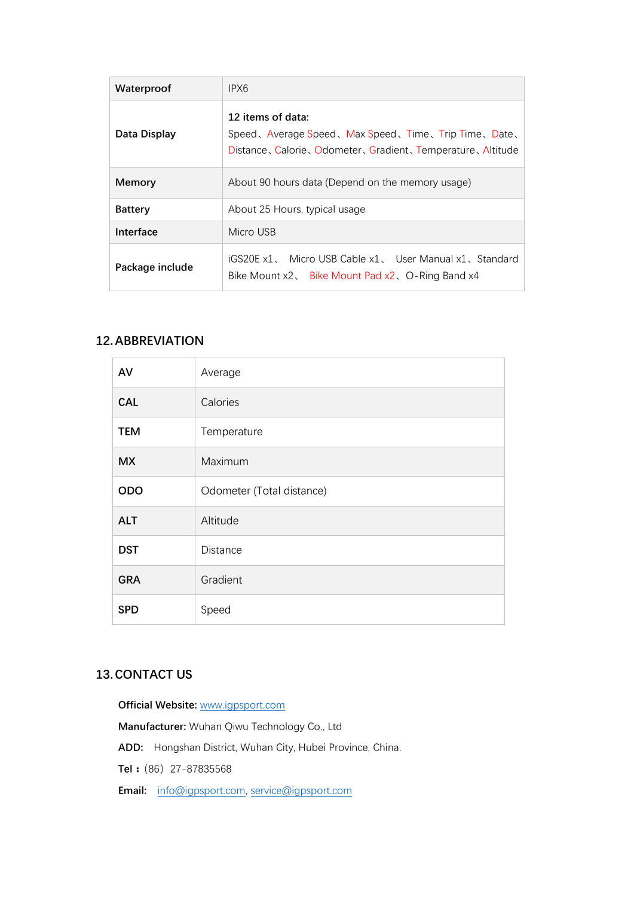| Waterproof | IPX6 |
|---|---|
| Data Display | **12 items of data:**<br>Speed、Average Speed、Max Speed、Time、Trip Time、Date、Distance、Calorie、Odometer、Gradient、Temperature、Altitude |
| Memory | About 90 hours data (Depend on the memory usage) |
| Battery | About 25 Hours, typical usage |
| Interface | Micro USB |
| Package include | iGS20E x1、 Micro USB Cable x1、 User Manual x1、Standard Bike Mount x2、 Bike Mount Pad x2、O-Ring Band x4 |

## 12. ABBREVIATION

| AV | Average |
|---|---|
| CAL | Calories |
| TEM | Temperature |
| MX | Maximum |
| ODO | Odometer (Total distance) |
| ALT | Altitude |
| DST | Distance |
| GRA | Gradient |
| SPD | Speed |

## 13. CONTACT US

**Official Website:** www.igpsport.com

**Manufacturer:** Wuhan Qiwu Technology Co., Ltd

**ADD:** Hongshan District, Wuhan City, Hubei Province, China.

**Tel：** (86) 27-87835568

**Email:** info@igpsport.com, service@igpsport.com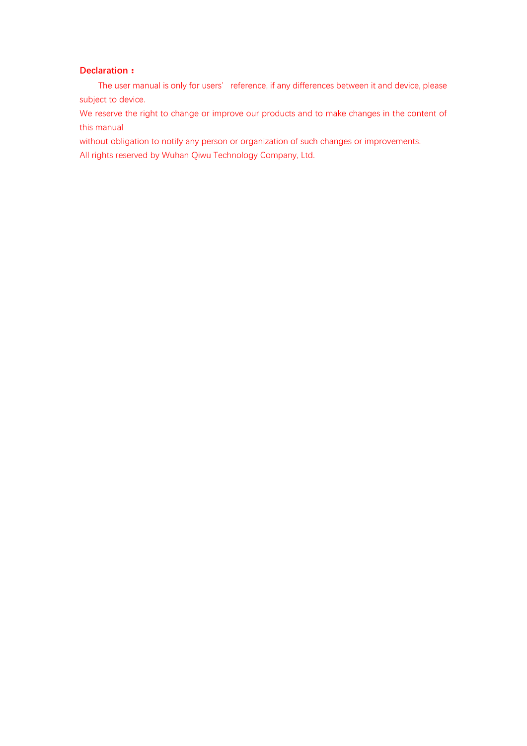**Declaration：**

The user manual is only for users' reference, if any differences between it and device, please subject to device.

We reserve the right to change or improve our products and to make changes in the content of this manual

without obligation to notify any person or organization of such changes or improvements.

All rights reserved by Wuhan Qiwu Technology Company, Ltd.